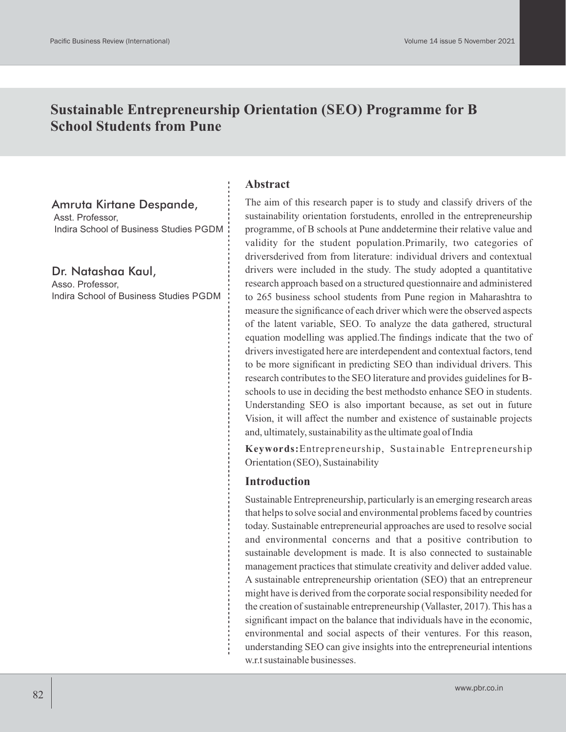# Sustainable Entrepreneurship Orientation (SEO) Programme for B School Students from Pune

**Amruta Kirtane Despande,**
Asst. Professor,
Indira School of Business Studies PGDM

**Dr. Natashaa Kaul,**
Asso. Professor,
Indira School of Business Studies PGDM

## Abstract

The aim of this research paper is to study and classify drivers of the sustainability orientation forstudents, enrolled in the entrepreneurship programme, of B schools at Pune anddetermine their relative value and validity for the student population.Primarily, two categories of driversderived from from literature: individual drivers and contextual drivers were included in the study. The study adopted a quantitative research approach based on a structured questionnaire and administered to 265 business school students from Pune region in Maharashtra to measure the significance of each driver which were the observed aspects of the latent variable, SEO. To analyze the data gathered, structural equation modelling was applied.The findings indicate that the two of drivers investigated here are interdependent and contextual factors, tend to be more significant in predicting SEO than individual drivers. This research contributes to the SEO literature and provides guidelines for B-schools to use in deciding the best methodsto enhance SEO in students. Understanding SEO is also important because, as set out in future Vision, it will affect the number and existence of sustainable projects and, ultimately, sustainability as the ultimate goal of India

**Keywords:** Entrepreneurship, Sustainable Entrepreneurship Orientation (SEO), Sustainability

## Introduction

Sustainable Entrepreneurship, particularly is an emerging research areas that helps to solve social and environmental problems faced by countries today. Sustainable entrepreneurial approaches are used to resolve social and environmental concerns and that a positive contribution to sustainable development is made. It is also connected to sustainable management practices that stimulate creativity and deliver added value. A sustainable entrepreneurship orientation (SEO) that an entrepreneur might have is derived from the corporate social responsibility needed for the creation of sustainable entrepreneurship (Vallaster, 2017). This has a significant impact on the balance that individuals have in the economic, environmental and social aspects of their ventures. For this reason, understanding SEO can give insights into the entrepreneurial intentions w.r.t sustainable businesses.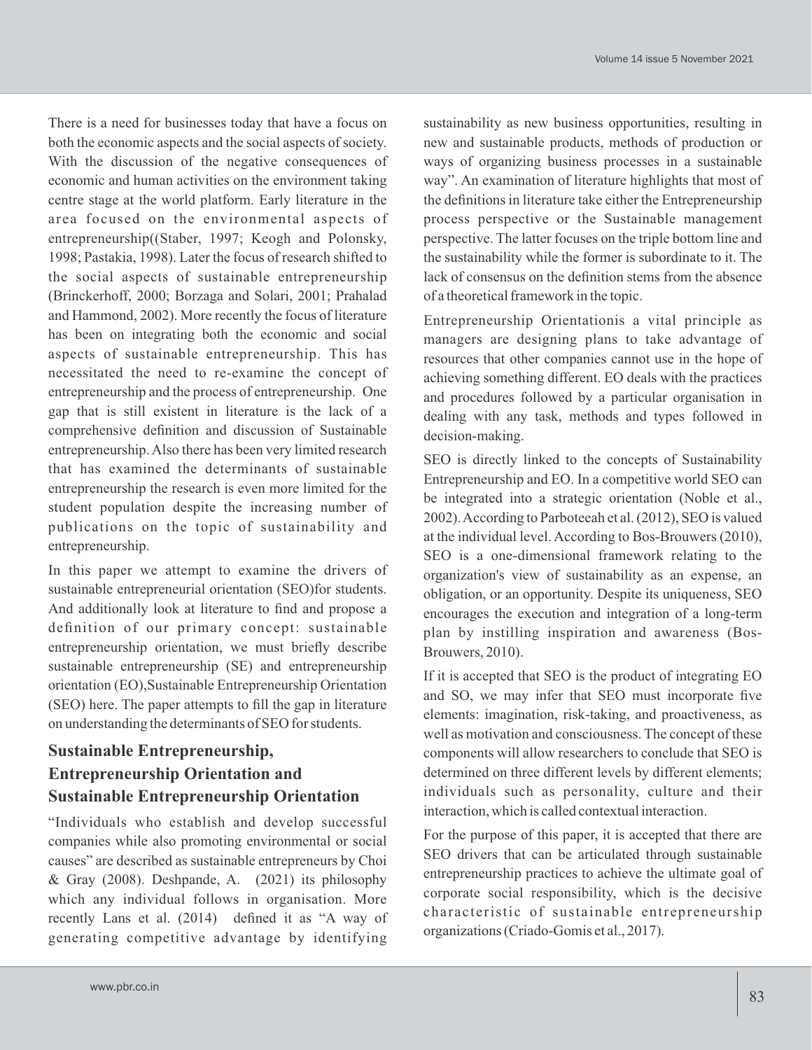There is a need for businesses today that have a focus on both the economic aspects and the social aspects of society. With the discussion of the negative consequences of economic and human activities on the environment taking centre stage at the world platform. Early literature in the area focused on the environmental aspects of entrepreneurship((Staber, 1997; Keogh and Polonsky, 1998; Pastakia, 1998). Later the focus of research shifted to the social aspects of sustainable entrepreneurship (Brinckerhoff, 2000; Borzaga and Solari, 2001; Prahalad and Hammond, 2002). More recently the focus of literature has been on integrating both the economic and social aspects of sustainable entrepreneurship. This has necessitated the need to re-examine the concept of entrepreneurship and the process of entrepreneurship. One gap that is still existent in literature is the lack of a comprehensive definition and discussion of Sustainable entrepreneurship. Also there has been very limited research that has examined the determinants of sustainable entrepreneurship the research is even more limited for the student population despite the increasing number of publications on the topic of sustainability and entrepreneurship.

In this paper we attempt to examine the drivers of sustainable entrepreneurial orientation (SEO)for students. And additionally look at literature to find and propose a definition of our primary concept: sustainable entrepreneurship orientation, we must briefly describe sustainable entrepreneurship (SE) and entrepreneurship orientation (EO),Sustainable Entrepreneurship Orientation (SEO) here. The paper attempts to fill the gap in literature on understanding the determinants of SEO for students.

## Sustainable Entrepreneurship, Entrepreneurship Orientation and Sustainable Entrepreneurship Orientation

"Individuals who establish and develop successful companies while also promoting environmental or social causes" are described as sustainable entrepreneurs by Choi & Gray (2008). Deshpande, A. (2021) its philosophy which any individual follows in organisation. More recently Lans et al. (2014) defined it as "A way of generating competitive advantage by identifying sustainability as new business opportunities, resulting in new and sustainable products, methods of production or ways of organizing business processes in a sustainable way". An examination of literature highlights that most of the definitions in literature take either the Entrepreneurship process perspective or the Sustainable management perspective. The latter focuses on the triple bottom line and the sustainability while the former is subordinate to it. The lack of consensus on the definition stems from the absence of a theoretical framework in the topic.

Entrepreneurship Orientationis a vital principle as managers are designing plans to take advantage of resources that other companies cannot use in the hope of achieving something different. EO deals with the practices and procedures followed by a particular organisation in dealing with any task, methods and types followed in decision-making.

SEO is directly linked to the concepts of Sustainability Entrepreneurship and EO. In a competitive world SEO can be integrated into a strategic orientation (Noble et al., 2002). According to Parboteeah et al. (2012), SEO is valued at the individual level. According to Bos-Brouwers (2010), SEO is a one-dimensional framework relating to the organization's view of sustainability as an expense, an obligation, or an opportunity. Despite its uniqueness, SEO encourages the execution and integration of a long-term plan by instilling inspiration and awareness (Bos-Brouwers, 2010).

If it is accepted that SEO is the product of integrating EO and SO, we may infer that SEO must incorporate five elements: imagination, risk-taking, and proactiveness, as well as motivation and consciousness. The concept of these components will allow researchers to conclude that SEO is determined on three different levels by different elements; individuals such as personality, culture and their interaction, which is called contextual interaction.

For the purpose of this paper, it is accepted that there are SEO drivers that can be articulated through sustainable entrepreneurship practices to achieve the ultimate goal of corporate social responsibility, which is the decisive characteristic of sustainable entrepreneurship organizations (Criado-Gomis et al., 2017).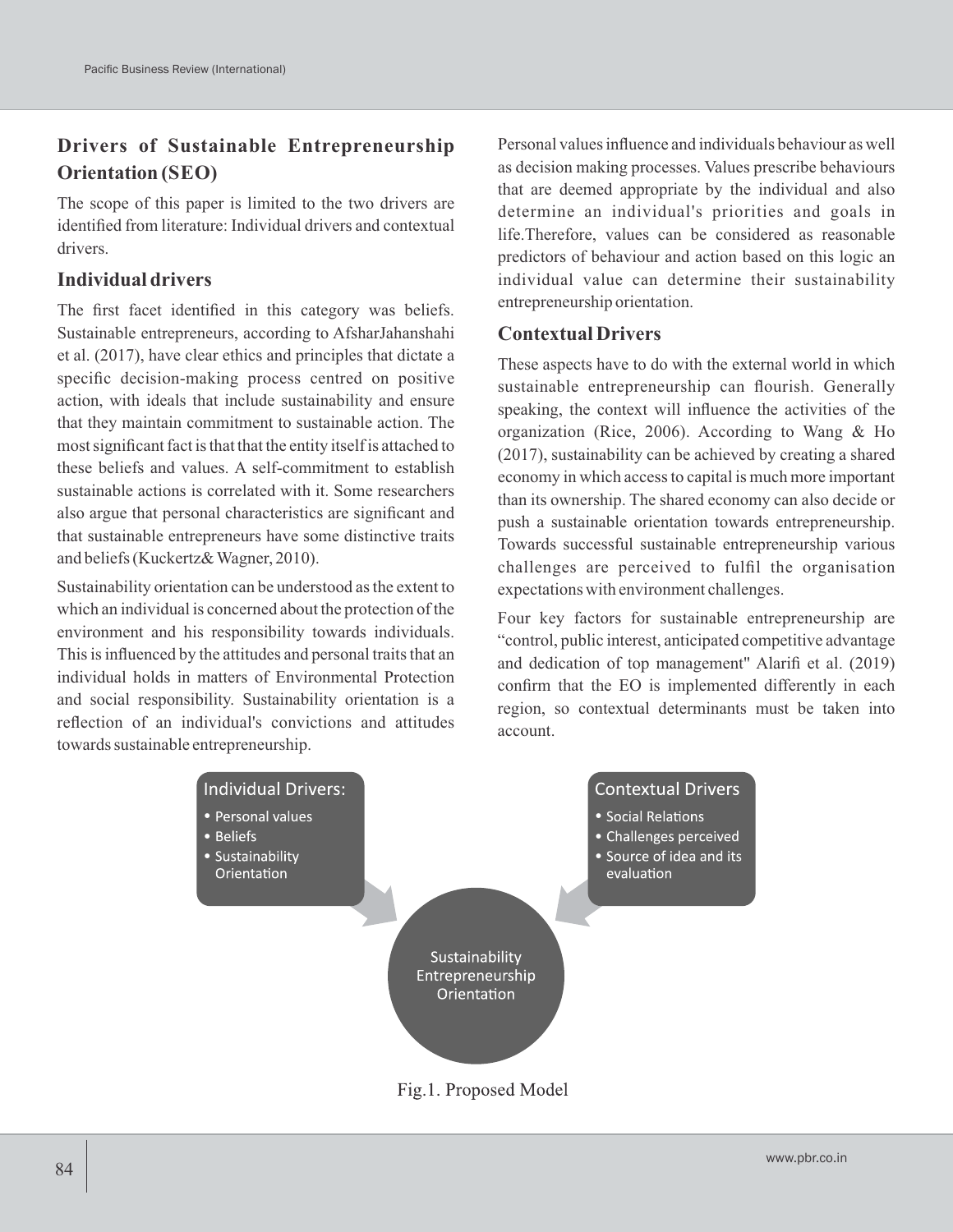## Drivers of Sustainable Entrepreneurship Orientation (SEO)

The scope of this paper is limited to the two drivers are identified from literature: Individual drivers and contextual drivers.

### Individual drivers

The first facet identified in this category was beliefs. Sustainable entrepreneurs, according to AfsharJahanshahi et al. (2017), have clear ethics and principles that dictate a specific decision-making process centred on positive action, with ideals that include sustainability and ensure that they maintain commitment to sustainable action. The most significant fact is that that the entity itself is attached to these beliefs and values. A self-commitment to establish sustainable actions is correlated with it. Some researchers also argue that personal characteristics are significant and that sustainable entrepreneurs have some distinctive traits and beliefs (Kuckertz& Wagner, 2010).

Sustainability orientation can be understood as the extent to which an individual is concerned about the protection of the environment and his responsibility towards individuals. This is influenced by the attitudes and personal traits that an individual holds in matters of Environmental Protection and social responsibility. Sustainability orientation is a reflection of an individual's convictions and attitudes towards sustainable entrepreneurship.

Personal values influence and individuals behaviour as well as decision making processes. Values prescribe behaviours that are deemed appropriate by the individual and also determine an individual's priorities and goals in life.Therefore, values can be considered as reasonable predictors of behaviour and action based on this logic an individual value can determine their sustainability entrepreneurship orientation.

### Contextual Drivers

These aspects have to do with the external world in which sustainable entrepreneurship can flourish. Generally speaking, the context will influence the activities of the organization (Rice, 2006). According to Wang & Ho (2017), sustainability can be achieved by creating a shared economy in which access to capital is much more important than its ownership. The shared economy can also decide or push a sustainable orientation towards entrepreneurship. Towards successful sustainable entrepreneurship various challenges are perceived to fulfil the organisation expectations with environment challenges.

Four key factors for sustainable entrepreneurship are "control, public interest, anticipated competitive advantage and dedication of top management" Alarifi et al. (2019) confirm that the EO is implemented differently in each region, so contextual determinants must be taken into account.

Individual Drivers:
- Personal values
- Beliefs
- Sustainability Orientation

Contextual Drivers
- Social Relations
- Challenges perceived
- Source of idea and its evaluation

Sustainability Entrepreneurship Orientation

Fig.1. Proposed Model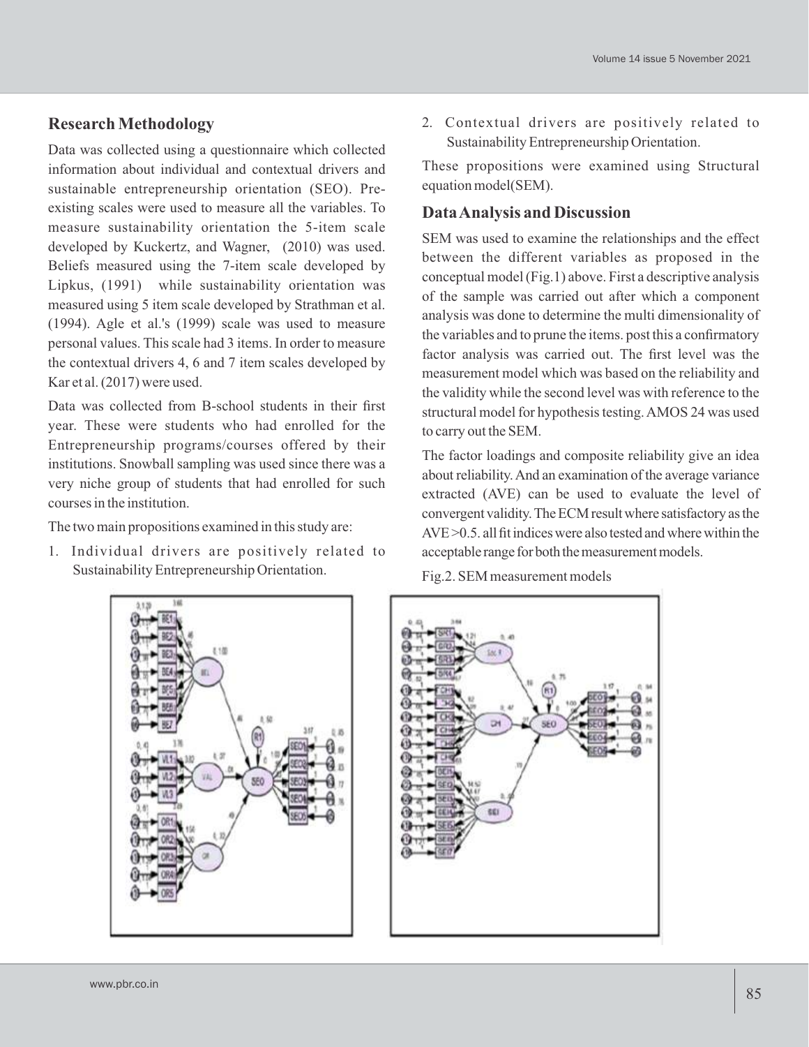## Research Methodology

Data was collected using a questionnaire which collected information about individual and contextual drivers and sustainable entrepreneurship orientation (SEO). Pre-existing scales were used to measure all the variables. To measure sustainability orientation the 5-item scale developed by Kuckertz, and Wagner, (2010) was used. Beliefs measured using the 7-item scale developed by Lipkus, (1991) while sustainability orientation was measured using 5 item scale developed by Strathman et al. (1994). Agle et al.'s (1999) scale was used to measure personal values. This scale had 3 items. In order to measure the contextual drivers 4, 6 and 7 item scales developed by Kar et al. (2017) were used.

Data was collected from B-school students in their first year. These were students who had enrolled for the Entrepreneurship programs/courses offered by their institutions. Snowball sampling was used since there was a very niche group of students that had enrolled for such courses in the institution.

The two main propositions examined in this study are:

1. Individual drivers are positively related to Sustainability Entrepreneurship Orientation.
2. Contextual drivers are positively related to Sustainability Entrepreneurship Orientation.

These propositions were examined using Structural equation model(SEM).

## Data Analysis and Discussion

SEM was used to examine the relationships and the effect between the different variables as proposed in the conceptual model (Fig.1) above. First a descriptive analysis of the sample was carried out after which a component analysis was done to determine the multi dimensionality of the variables and to prune the items. post this a confirmatory factor analysis was carried out. The first level was the measurement model which was based on the reliability and the validity while the second level was with reference to the structural model for hypothesis testing. AMOS 24 was used to carry out the SEM.

The factor loadings and composite reliability give an idea about reliability. And an examination of the average variance extracted (AVE) can be used to evaluate the level of convergent validity. The ECM result where satisfactory as the AVE >0.5. all fit indices were also tested and where within the acceptable range for both the measurement models.

Fig.2. SEM measurement models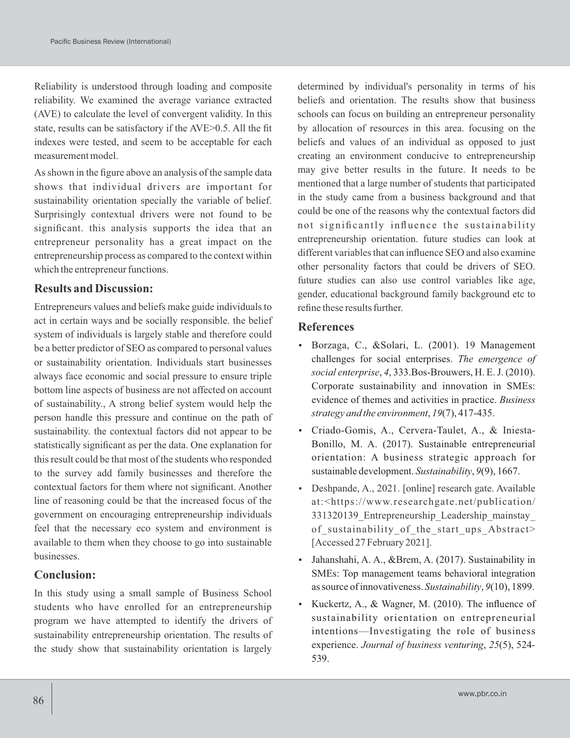Reliability is understood through loading and composite reliability. We examined the average variance extracted (AVE) to calculate the level of convergent validity. In this state, results can be satisfactory if the AVE>0.5. All the fit indexes were tested, and seem to be acceptable for each measurement model.

As shown in the figure above an analysis of the sample data shows that individual drivers are important for sustainability orientation specially the variable of belief. Surprisingly contextual drivers were not found to be significant. this analysis supports the idea that an entrepreneur personality has a great impact on the entrepreneurship process as compared to the context within which the entrepreneur functions.

## Results and Discussion:

Entrepreneurs values and beliefs make guide individuals to act in certain ways and be socially responsible. the belief system of individuals is largely stable and therefore could be a better predictor of SEO as compared to personal values or sustainability orientation. Individuals start businesses always face economic and social pressure to ensure triple bottom line aspects of business are not affected on account of sustainability., A strong belief system would help the person handle this pressure and continue on the path of sustainability. the contextual factors did not appear to be statistically significant as per the data. One explanation for this result could be that most of the students who responded to the survey add family businesses and therefore the contextual factors for them where not significant. Another line of reasoning could be that the increased focus of the government on encouraging entrepreneurship individuals feel that the necessary eco system and environment is available to them when they choose to go into sustainable businesses.

## Conclusion:

In this study using a small sample of Business School students who have enrolled for an entrepreneurship program we have attempted to identify the drivers of sustainability entrepreneurship orientation. The results of the study show that sustainability orientation is largely determined by individual's personality in terms of his beliefs and orientation. The results show that business schools can focus on building an entrepreneur personality by allocation of resources in this area. focusing on the beliefs and values of an individual as opposed to just creating an environment conducive to entrepreneurship may give better results in the future. It needs to be mentioned that a large number of students that participated in the study came from a business background and that could be one of the reasons why the contextual factors did not significantly influence the sustainability entrepreneurship orientation. future studies can look at different variables that can influence SEO and also examine other personality factors that could be drivers of SEO. future studies can also use control variables like age, gender, educational background family background etc to refine these results further.

## References

- Borzaga, C., &Solari, L. (2001). 19 Management challenges for social enterprises. *The emergence of social enterprise*, *4*, 333.Bos-Brouwers, H. E. J. (2010). Corporate sustainability and innovation in SMEs: evidence of themes and activities in practice. *Business strategy and the environment*, *19*(7), 417-435.
- Criado-Gomis, A., Cervera-Taulet, A., & Iniesta-Bonillo, M. A. (2017). Sustainable entrepreneurial orientation: A business strategic approach for sustainable development. *Sustainability*, *9*(9), 1667.
- Deshpande, A., 2021. [online] research gate. Available at:<https://www.researchgate.net/publication/331320139_Entrepreneurship_Leadership_mainstay_of_sustainability_of_the_start_ups_Abstract> [Accessed 27 February 2021].
- Jahanshahi, A. A., &Brem, A. (2017). Sustainability in SMEs: Top management teams behavioral integration as source of innovativeness. *Sustainability*, *9*(10), 1899.
- Kuckertz, A., & Wagner, M. (2010). The influence of sustainability orientation on entrepreneurial intentions—Investigating the role of business experience. *Journal of business venturing*, *25*(5), 524-539.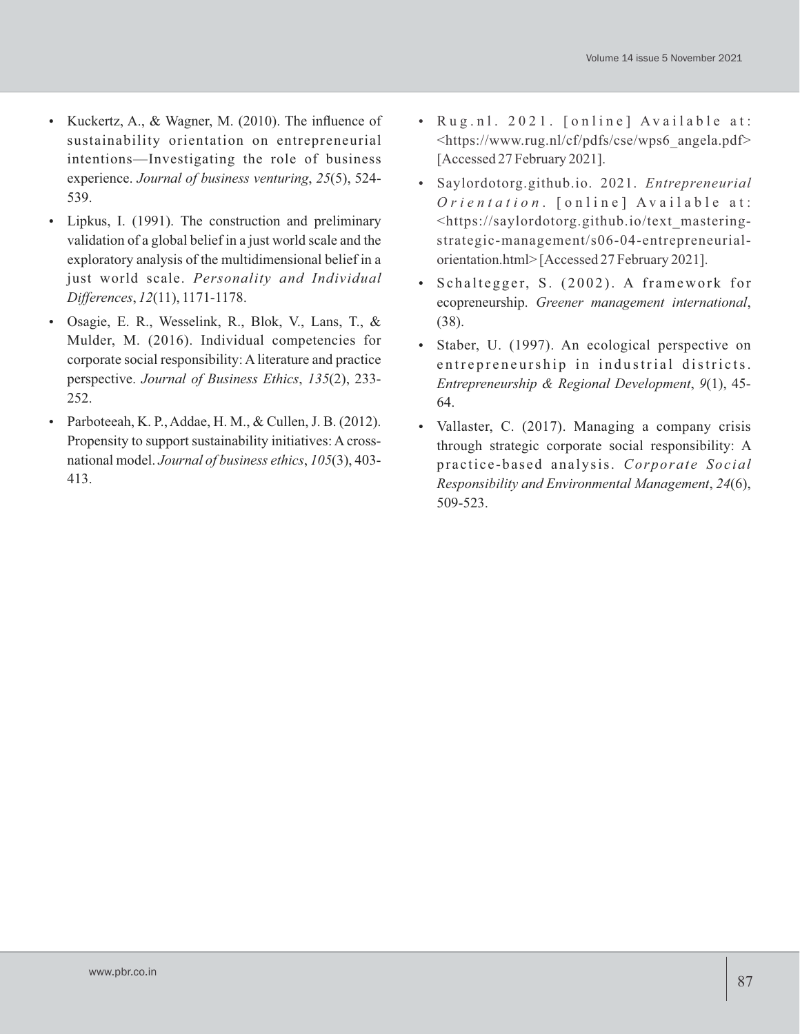- Kuckertz, A., & Wagner, M. (2010). The influence of sustainability orientation on entrepreneurial intentions—Investigating the role of business experience. *Journal of business venturing*, *25*(5), 524-539.
- Lipkus, I. (1991). The construction and preliminary validation of a global belief in a just world scale and the exploratory analysis of the multidimensional belief in a just world scale. *Personality and Individual Differences*, *12*(11), 1171-1178.
- Osagie, E. R., Wesselink, R., Blok, V., Lans, T., & Mulder, M. (2016). Individual competencies for corporate social responsibility: A literature and practice perspective. *Journal of Business Ethics*, *135*(2), 233-252.
- Parboteeah, K. P., Addae, H. M., & Cullen, J. B. (2012). Propensity to support sustainability initiatives: A cross-national model. *Journal of business ethics*, *105*(3), 403-413.
- Rug.nl. 2021. [online] Available at: <https://www.rug.nl/cf/pdfs/cse/wps6_angela.pdf> [Accessed 27 February 2021].
- Saylordotorg.github.io. 2021. *Entrepreneurial Orientation*. [online] Available at: <https://saylordotorg.github.io/text_mastering-strategic-management/s06-04-entrepreneurial-orientation.html> [Accessed 27 February 2021].
- Schaltegger, S. (2002). A framework for ecopreneurship. *Greener management international*, (38).
- Staber, U. (1997). An ecological perspective on entrepreneurship in industrial districts. *Entrepreneurship & Regional Development*, *9*(1), 45-64.
- Vallaster, C. (2017). Managing a company crisis through strategic corporate social responsibility: A practice-based analysis. *Corporate Social Responsibility and Environmental Management*, *24*(6), 509-523.